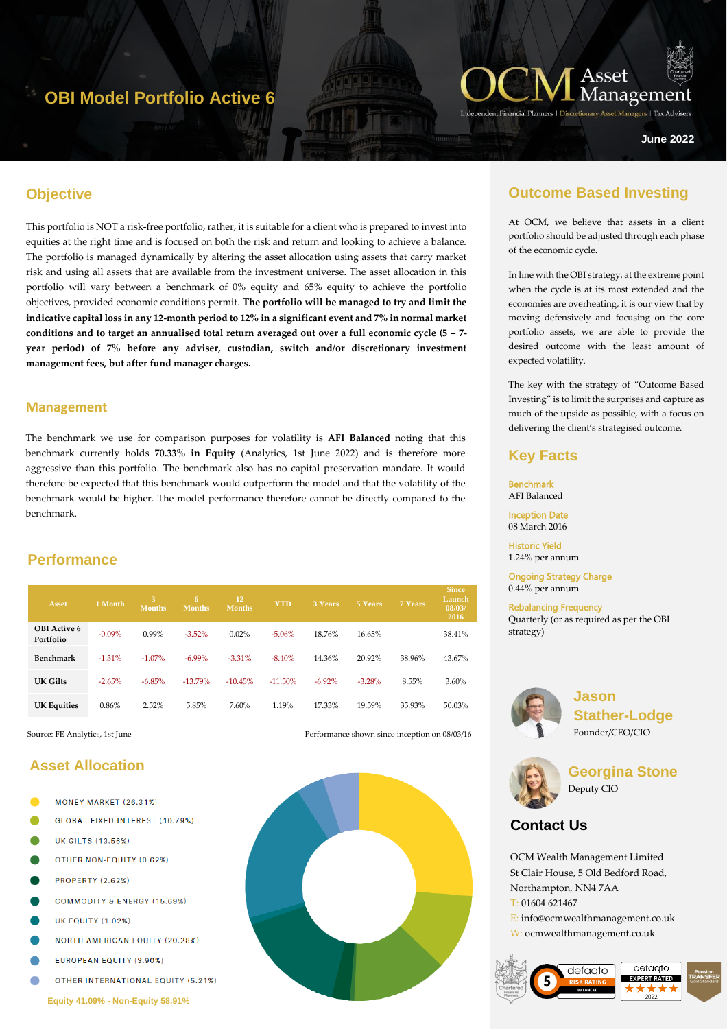# OBI Model Portfolio Active 6

OCM Asset Management
Independent Financial Planners | Discretionary Asset Managers | Tax Advisers

June 2022

## Objective

This portfolio is NOT a risk-free portfolio, rather, it is suitable for a client who is prepared to invest into equities at the right time and is focused on both the risk and return and looking to achieve a balance. The portfolio is managed dynamically by altering the asset allocation using assets that carry market risk and using all assets that are available from the investment universe. The asset allocation in this portfolio will vary between a benchmark of 0% equity and 65% equity to achieve the portfolio objectives, provided economic conditions permit. **The portfolio will be managed to try and limit the indicative capital loss in any 12-month period to 12% in a significant event and 7% in normal market conditions and to target an annualised total return averaged out over a full economic cycle (5 – 7-year period) of 7% before any adviser, custodian, switch and/or discretionary investment management fees, but after fund manager charges.**

### Management

The benchmark we use for comparison purposes for volatility is **AFI Balanced** noting that this benchmark currently holds **70.33% in Equity** (Analytics, 1st June 2022) and is therefore more aggressive than this portfolio. The benchmark also has no capital preservation mandate. It would therefore be expected that this benchmark would outperform the model and that the volatility of the benchmark would be higher. The model performance therefore cannot be directly compared to the benchmark.

## Performance

| Asset | 1 Month | 3 Months | 6 Months | 12 Months | YTD | 3 Years | 5 Years | 7 Years | Since Launch 08/03/2016 |
|---|---|---|---|---|---|---|---|---|---|
| OBI Active 6 Portfolio | -0.09% | 0.99% | -3.52% | 0.02% | -5.06% | 18.76% | 16.65% | | 38.41% |
| Benchmark | -1.31% | -1.07% | -6.99% | -3.31% | -8.40% | 14.36% | 20.92% | 38.96% | 43.67% |
| UK Gilts | -2.65% | -6.85% | -13.79% | -10.45% | -11.50% | -6.92% | -3.28% | 8.55% | 3.60% |
| UK Equities | 0.86% | 2.52% | 5.85% | 7.60% | 1.19% | 17.33% | 19.59% | 35.93% | 50.03% |

Source: FE Analytics, 1st June

Performance shown since inception on 08/03/16

## Asset Allocation

- MONEY MARKET (26.31%)
- GLOBAL FIXED INTEREST (10.79%)
- UK GILTS (13.56%)
- OTHER NON-EQUITY (0.62%)
- PROPERTY (2.62%)
- COMMODITY & ENERGY (15.60%)
- UK EQUITY (1.02%)
- NORTH AMERICAN EQUITY (20.28%)
- EUROPEAN EQUITY (3.90%)
- OTHER INTERNATIONAL EQUITY (5.21%)

Equity 41.09% - Non-Equity 58.91%

## Outcome Based Investing

At OCM, we believe that assets in a client portfolio should be adjusted through each phase of the economic cycle.

In line with the OBI strategy, at the extreme point when the cycle is at its most extended and the economies are overheating, it is our view that by moving defensively and focusing on the core portfolio assets, we are able to provide the desired outcome with the least amount of expected volatility.

The key with the strategy of "Outcome Based Investing" is to limit the surprises and capture as much of the upside as possible, with a focus on delivering the client's strategised outcome.

## Key Facts

Benchmark
AFI Balanced

Inception Date
08 March 2016

Historic Yield
1.24% per annum

Ongoing Strategy Charge
0.44% per annum

Rebalancing Frequency
Quarterly (or as required as per the OBI strategy)

**Jason Stather-Lodge**
Founder/CEO/CIO

**Georgina Stone**
Deputy CIO

## Contact Us

OCM Wealth Management Limited
St Clair House, 5 Old Bedford Road,
Northampton, NN4 7AA
T: 01604 621467
E: info@ocmwealthmanagement.co.uk
W: ocmwealthmanagement.co.uk

defaqto 5 RISK RATING BALANCED | defaqto EXPERT RATED 2022 | Pension Transfer Gold Standard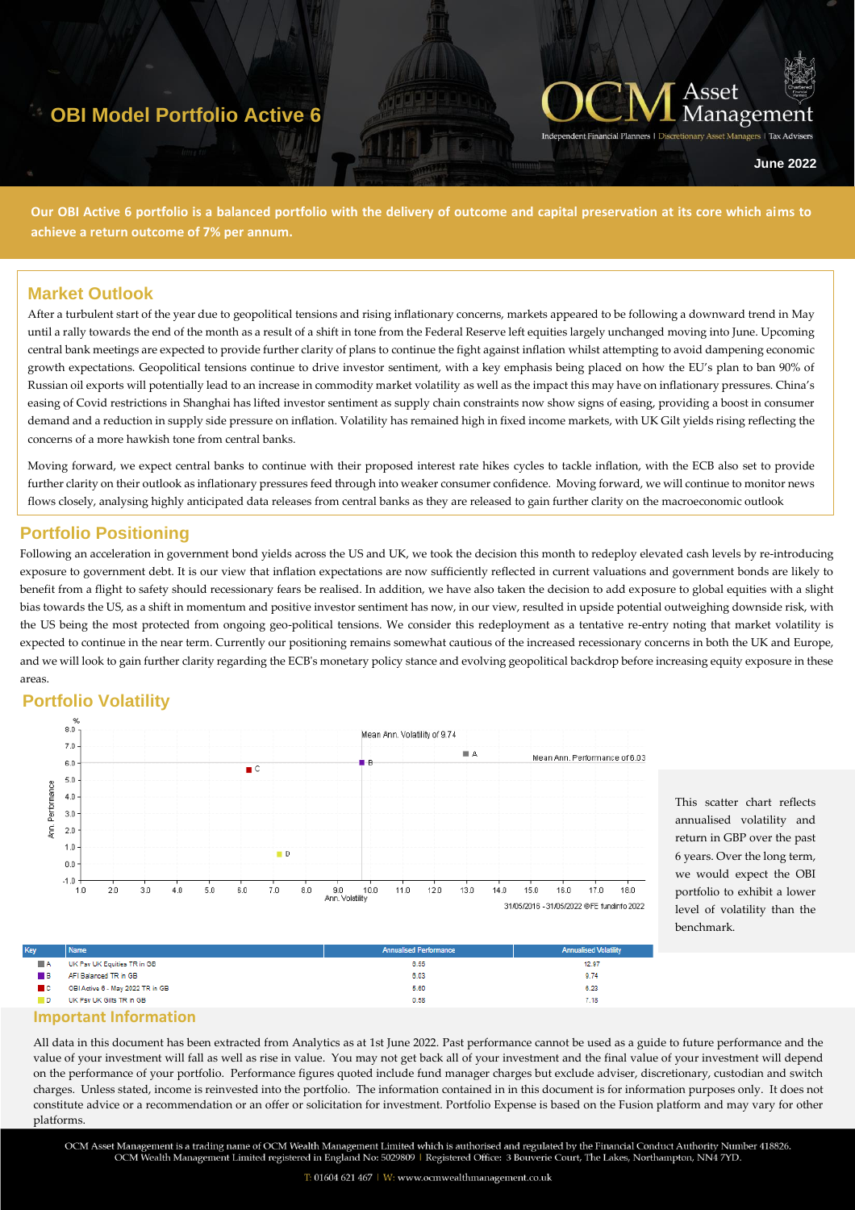# OBI Model Portfolio Active 6

OCM Asset Management

Independent Financial Planners | Discretionary Asset Managers | Tax Advisers

**June 2022**

**Our OBI Active 6 portfolio is a balanced portfolio with the delivery of outcome and capital preservation at its core which aims to achieve a return outcome of 7% per annum.**

## Market Outlook

After a turbulent start of the year due to geopolitical tensions and rising inflationary concerns, markets appeared to be following a downward trend in May until a rally towards the end of the month as a result of a shift in tone from the Federal Reserve left equities largely unchanged moving into June. Upcoming central bank meetings are expected to provide further clarity of plans to continue the fight against inflation whilst attempting to avoid dampening economic growth expectations. Geopolitical tensions continue to drive investor sentiment, with a key emphasis being placed on how the EU's plan to ban 90% of Russian oil exports will potentially lead to an increase in commodity market volatility as well as the impact this may have on inflationary pressures. China's easing of Covid restrictions in Shanghai has lifted investor sentiment as supply chain constraints now show signs of easing, providing a boost in consumer demand and a reduction in supply side pressure on inflation. Volatility has remained high in fixed income markets, with UK Gilt yields rising reflecting the concerns of a more hawkish tone from central banks.

Moving forward, we expect central banks to continue with their proposed interest rate hikes cycles to tackle inflation, with the ECB also set to provide further clarity on their outlook as inflationary pressures feed through into weaker consumer confidence. Moving forward, we will continue to monitor news flows closely, analysing highly anticipated data releases from central banks as they are released to gain further clarity on the macroeconomic outlook

## Portfolio Positioning

Following an acceleration in government bond yields across the US and UK, we took the decision this month to redeploy elevated cash levels by re-introducing exposure to government debt. It is our view that inflation expectations are now sufficiently reflected in current valuations and government bonds are likely to benefit from a flight to safety should recessionary fears be realised. In addition, we have also taken the decision to add exposure to global equities with a slight bias towards the US, as a shift in momentum and positive investor sentiment has now, in our view, resulted in upside potential outweighing downside risk, with the US being the most protected from ongoing geo-political tensions. We consider this redeployment as a tentative re-entry noting that market volatility is expected to continue in the near term. Currently our positioning remains somewhat cautious of the increased recessionary concerns in both the UK and Europe, and we will look to gain further clarity regarding the ECB's monetary policy stance and evolving geopolitical backdrop before increasing equity exposure in these areas.

## Portfolio Volatility

%

Ann. Performance

Ann. Volatility

Mean Ann. Volatility of 9.74

Mean Ann. Performance of 6.03

A

B

C

D

8.0, 7.0, 6.0, 5.0, 4.0, 3.0, 2.0, 1.0, 0.0, -1.0

1.0, 2.0, 3.0, 4.0, 5.0, 6.0, 7.0, 8.0, 9.0, 10.0, 11.0, 12.0, 13.0, 14.0, 15.0, 16.0, 17.0, 18.0

31/05/2016 - 31/05/2022 ©FE fundinfo 2022

This scatter chart reflects annualised volatility and return in GBP over the past 6 years. Over the long term, we would expect the OBI portfolio to exhibit a lower level of volatility than the benchmark.

| Key | Name | Annualised Performance | Annualised Volatility |
|---|---|---|---|
| A | UK Psv UK Equities TR in GB | 6.55 | 12.97 |
| B | AFI Balanced TR in GB | 6.03 | 9.74 |
| C | OBI Active 6 - May 2022 TR in GB | 5.60 | 6.23 |
| D | UK Psv UK Gilts TR in GB | 0.58 | 7.18 |

## Important Information

All data in this document has been extracted from Analytics as at 1st June 2022. Past performance cannot be used as a guide to future performance and the value of your investment will fall as well as rise in value. You may not get back all of your investment and the final value of your investment will depend on the performance of your portfolio. Performance figures quoted include fund manager charges but exclude adviser, discretionary, custodian and switch charges. Unless stated, income is reinvested into the portfolio. The information contained in in this document is for information purposes only. It does not constitute advice or a recommendation or an offer or solicitation for investment. Portfolio Expense is based on the Fusion platform and may vary for other platforms.

OCM Asset Management is a trading name of OCM Wealth Management Limited which is authorised and regulated by the Financial Conduct Authority Number 418826. OCM Wealth Management Limited registered in England No: 5029809 | Registered Office: 3 Bouverie Court, The Lakes, Northampton, NN4 7YD.

T: 01604 621 467 | W: www.ocmwealthmanagement.co.uk